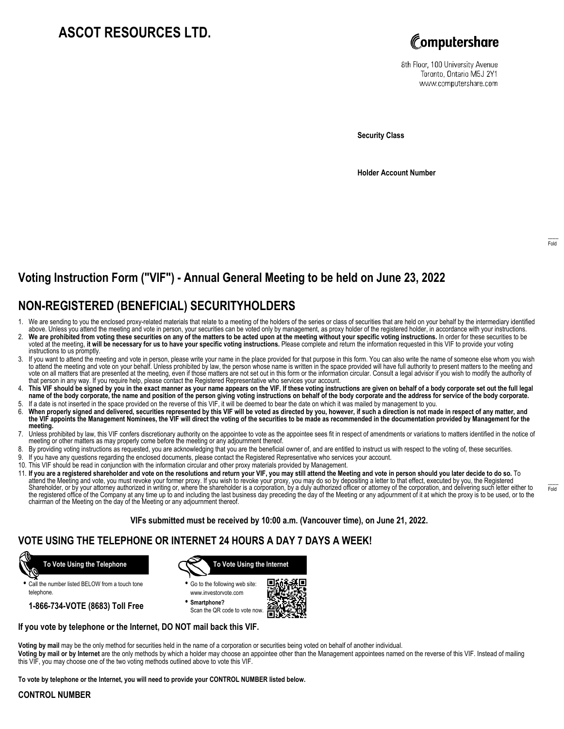# ASCOT RESOURCES LTD.

Computershare

8th Floor, 100 University Avenue
Toronto, Ontario M5J 2Y1
www.computershare.com

**Security Class**

**Holder Account Number**

## Voting Instruction Form ("VIF") - Annual General Meeting to be held on June 23, 2022

## NON-REGISTERED (BENEFICIAL) SECURITYHOLDERS

1. We are sending to you the enclosed proxy-related materials that relate to a meeting of the holders of the series or class of securities that are held on your behalf by the intermediary identified above. Unless you attend the meeting and vote in person, your securities can be voted only by management, as proxy holder of the registered holder, in accordance with your instructions.
2. **We are prohibited from voting these securities on any of the matters to be acted upon at the meeting without your specific voting instructions.** In order for these securities to be voted at the meeting, **it will be necessary for us to have your specific voting instructions.** Please complete and return the information requested in this VIF to provide your voting instructions to us promptly.
3. If you want to attend the meeting and vote in person, please write your name in the place provided for that purpose in this form. You can also write the name of someone else whom you wish to attend the meeting and vote on your behalf. Unless prohibited by law, the person whose name is written in the space provided will have full authority to present matters to the meeting and vote on all matters that are presented at the meeting, even if those matters are not set out in this form or the information circular. Consult a legal advisor if you wish to modify the authority of that person in any way. If you require help, please contact the Registered Representative who services your account.
4. **This VIF should be signed by you in the exact manner as your name appears on the VIF. If these voting instructions are given on behalf of a body corporate set out the full legal name of the body corporate, the name and position of the person giving voting instructions on behalf of the body corporate and the address for service of the body corporate.**
5. If a date is not inserted in the space provided on the reverse of this VIF, it will be deemed to bear the date on which it was mailed by management to you.
6. **When properly signed and delivered, securities represented by this VIF will be voted as directed by you, however, if such a direction is not made in respect of any matter, and the VIF appoints the Management Nominees, the VIF will direct the voting of the securities to be made as recommended in the documentation provided by Management for the meeting.**
7. Unless prohibited by law, this VIF confers discretionary authority on the appointee to vote as the appointee sees fit in respect of amendments or variations to matters identified in the notice of meeting or other matters as may properly come before the meeting or any adjournment thereof.
8. By providing voting instructions as requested, you are acknowledging that you are the beneficial owner of, and are entitled to instruct us with respect to the voting of, these securities.
9. If you have any questions regarding the enclosed documents, please contact the Registered Representative who services your account.
10. This VIF should be read in conjunction with the information circular and other proxy materials provided by Management.
11. **If you are a registered shareholder and vote on the resolutions and return your VIF, you may still attend the Meeting and vote in person should you later decide to do so.** To attend the Meeting and vote, you must revoke your former proxy. If you wish to revoke your proxy, you may do so by depositing a letter to that effect, executed by you, the Registered Shareholder, or by your attorney authorized in writing or, where the shareholder is a corporation, by a duly authorized officer or attorney of the corporation, and delivering such letter either to the registered office of the Company at any time up to and including the last business day preceding the day of the Meeting or any adjournment of it at which the proxy is to be used, or to the chairman of the Meeting on the day of the Meeting or any adjournment thereof.

**VIFs submitted must be received by 10:00 a.m. (Vancouver time), on June 21, 2022.**

## VOTE USING THE TELEPHONE OR INTERNET 24 HOURS A DAY 7 DAYS A WEEK!

**To Vote Using the Telephone**

- Call the number listed BELOW from a touch tone telephone.

**1-866-734-VOTE (8683) Toll Free**

**To Vote Using the Internet**

- Go to the following web site: www.investorvote.com
- **Smartphone?** Scan the QR code to vote now.

**If you vote by telephone or the Internet, DO NOT mail back this VIF.**

**Voting by mail** may be the only method for securities held in the name of a corporation or securities being voted on behalf of another individual.
**Voting by mail or by Internet** are the only methods by which a holder may choose an appointee other than the Management appointees named on the reverse of this VIF. Instead of mailing this VIF, you may choose one of the two voting methods outlined above to vote this VIF.

**To vote by telephone or the Internet, you will need to provide your CONTROL NUMBER listed below.**

**CONTROL NUMBER**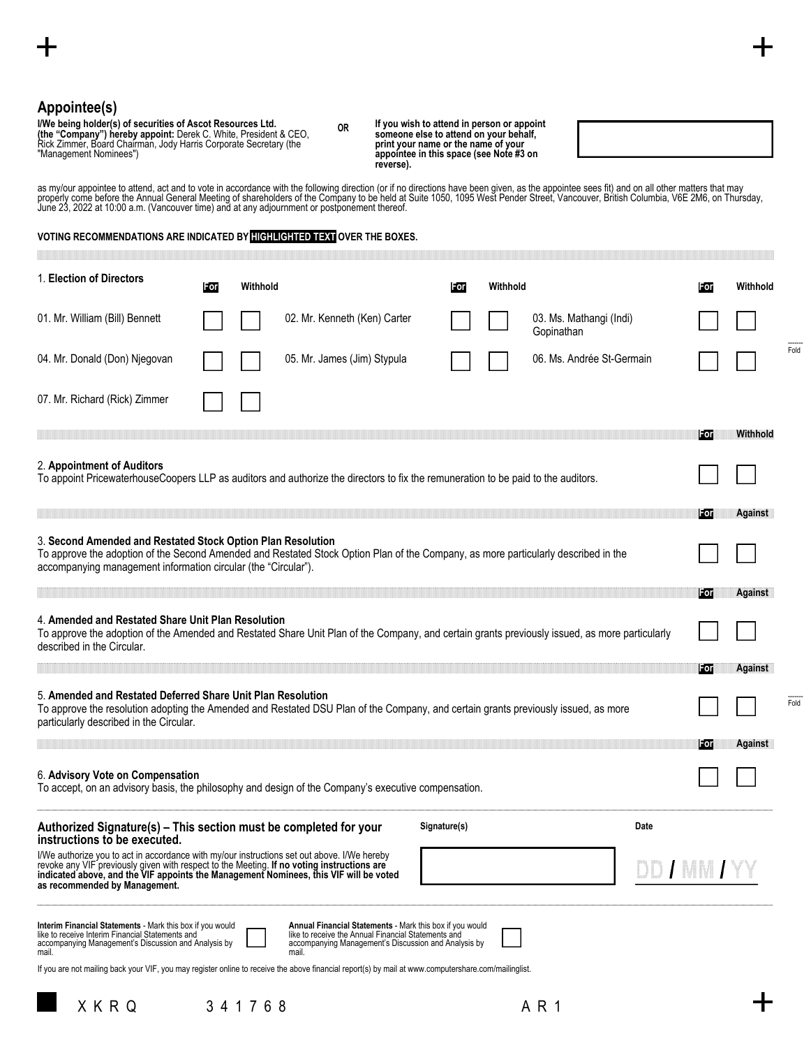## Appointee(s)

**I/We being holder(s) of securities of Ascot Resources Ltd. (the "Company") hereby appoint:** Derek C. White, President & CEO, Rick Zimmer, Board Chairman, Jody Harris Corporate Secretary (the "Management Nominees")

**OR**

**If you wish to attend in person or appoint someone else to attend on your behalf, print your name or the name of your appointee in this space (see Note #3 on reverse).**

as my/our appointee to attend, act and to vote in accordance with the following direction (or if no directions have been given, as the appointee sees fit) and on all other matters that may properly come before the Annual General Meeting of shareholders of the Company to be held at Suite 1050, 1095 West Pender Street, Vancouver, British Columbia, V6E 2M6, on Thursday, June 23, 2022 at 10:00 a.m. (Vancouver time) and at any adjournment or postponement thereof.

**VOTING RECOMMENDATIONS ARE INDICATED BY HIGHLIGHTED TEXT OVER THE BOXES.**

### 1. Election of Directors

| | For | Withhold | | For | Withhold | | For | Withhold |
|---|---|---|---|---|---|---|---|---|
| 01. Mr. William (Bill) Bennett | ☐ | ☐ | 02. Mr. Kenneth (Ken) Carter | ☐ | ☐ | 03. Ms. Mathangi (Indi) Gopinathan | ☐ | ☐ |
| 04. Mr. Donald (Don) Njegovan | ☐ | ☐ | 05. Mr. James (Jim) Stypula | ☐ | ☐ | 06. Ms. Andrée St-Germain | ☐ | ☐ |
| 07. Mr. Richard (Rick) Zimmer | ☐ | ☐ | | | | | | |

| | For | Withhold |
|---|---|---|
| **2. Appointment of Auditors**<br>To appoint PricewaterhouseCoopers LLP as auditors and authorize the directors to fix the remuneration to be paid to the auditors. | ☐ | ☐ |

| | For | Against |
|---|---|---|
| **3. Second Amended and Restated Stock Option Plan Resolution**<br>To approve the adoption of the Second Amended and Restated Stock Option Plan of the Company, as more particularly described in the accompanying management information circular (the "Circular"). | ☐ | ☐ |
| **4. Amended and Restated Share Unit Plan Resolution**<br>To approve the adoption of the Amended and Restated Share Unit Plan of the Company, and certain grants previously issued, as more particularly described in the Circular. | ☐ | ☐ |
| **5. Amended and Restated Deferred Share Unit Plan Resolution**<br>To approve the resolution adopting the Amended and Restated DSU Plan of the Company, and certain grants previously issued, as more particularly described in the Circular. | ☐ | ☐ |
| **6. Advisory Vote on Compensation**<br>To accept, on an advisory basis, the philosophy and design of the Company's executive compensation. | ☐ | ☐ |

### Authorized Signature(s) – This section must be completed for your instructions to be executed.

I/We authorize you to act in accordance with my/our instructions set out above. I/We hereby revoke any VIF previously given with respect to the Meeting. **If no voting instructions are indicated above, and the VIF appoints the Management Nominees, this VIF will be voted as recommended by Management.**

Signature(s)

Date

DD / MM / YY

**Interim Financial Statements** - Mark this box if you would like to receive Interim Financial Statements and accompanying Management's Discussion and Analysis by mail. ☐

**Annual Financial Statements** - Mark this box if you would like to receive the Annual Financial Statements and accompanying Management's Discussion and Analysis by mail. ☐

If you are not mailing back your VIF, you may register online to receive the above financial report(s) by mail at www.computershare.com/mailinglist.

XKRQ 341768 AR1